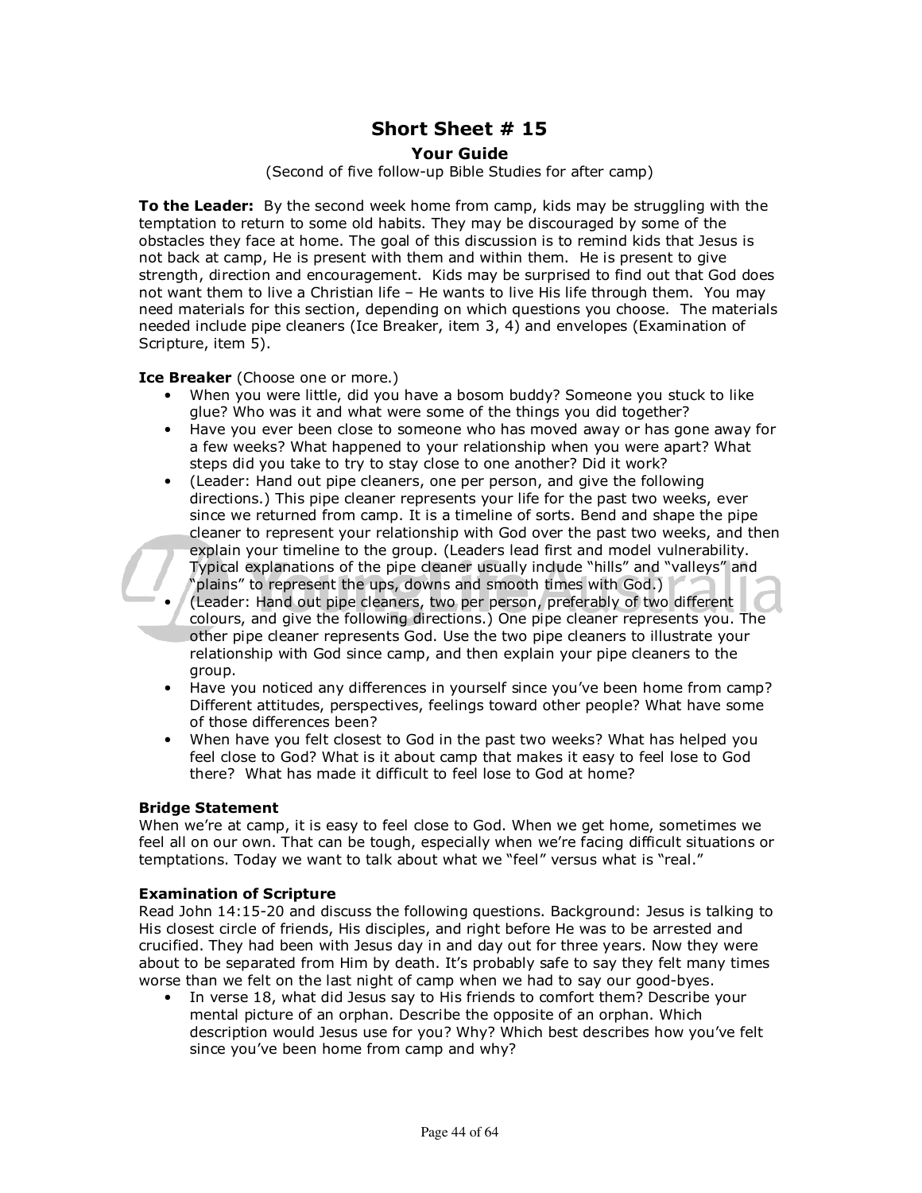# Short Sheet # 15

## Your Guide

(Second of five follow-up Bible Studies for after camp)

**To the Leader:** By the second week home from camp, kids may be struggling with the temptation to return to some old habits. They may be discouraged by some of the obstacles they face at home. The goal of this discussion is to remind kids that Jesus is not back at camp, He is present with them and within them. He is present to give strength, direction and encouragement. Kids may be surprised to find out that God does not want them to live a Christian life – He wants to live His life through them. You may need materials for this section, depending on which questions you choose. The materials needed include pipe cleaners (Ice Breaker, item 3, 4) and envelopes (Examination of Scripture, item 5).

**Ice Breaker** (Choose one or more.)

- When you were little, did you have a bosom buddy? Someone you stuck to like glue? Who was it and what were some of the things you did together?
- Have you ever been close to someone who has moved away or has gone away for a few weeks? What happened to your relationship when you were apart? What steps did you take to try to stay close to one another? Did it work?
- (Leader: Hand out pipe cleaners, one per person, and give the following directions.) This pipe cleaner represents your life for the past two weeks, ever since we returned from camp. It is a timeline of sorts. Bend and shape the pipe cleaner to represent your relationship with God over the past two weeks, and then explain your timeline to the group. (Leaders lead first and model vulnerability. Typical explanations of the pipe cleaner usually include "hills" and "valleys" and "plains" to represent the ups, downs and smooth times with God.)
- (Leader: Hand out pipe cleaners, two per person, preferably of two different colours, and give the following directions.) One pipe cleaner represents you. The other pipe cleaner represents God. Use the two pipe cleaners to illustrate your relationship with God since camp, and then explain your pipe cleaners to the group.
- Have you noticed any differences in yourself since you've been home from camp? Different attitudes, perspectives, feelings toward other people? What have some of those differences been?
- When have you felt closest to God in the past two weeks? What has helped you feel close to God? What is it about camp that makes it easy to feel lose to God there? What has made it difficult to feel lose to God at home?

**Bridge Statement**

When we're at camp, it is easy to feel close to God. When we get home, sometimes we feel all on our own. That can be tough, especially when we're facing difficult situations or temptations. Today we want to talk about what we "feel" versus what is "real."

**Examination of Scripture**

Read John 14:15-20 and discuss the following questions. Background: Jesus is talking to His closest circle of friends, His disciples, and right before He was to be arrested and crucified. They had been with Jesus day in and day out for three years. Now they were about to be separated from Him by death. It's probably safe to say they felt many times worse than we felt on the last night of camp when we had to say our good-byes.

- In verse 18, what did Jesus say to His friends to comfort them? Describe your mental picture of an orphan. Describe the opposite of an orphan. Which description would Jesus use for you? Why? Which best describes how you've felt since you've been home from camp and why?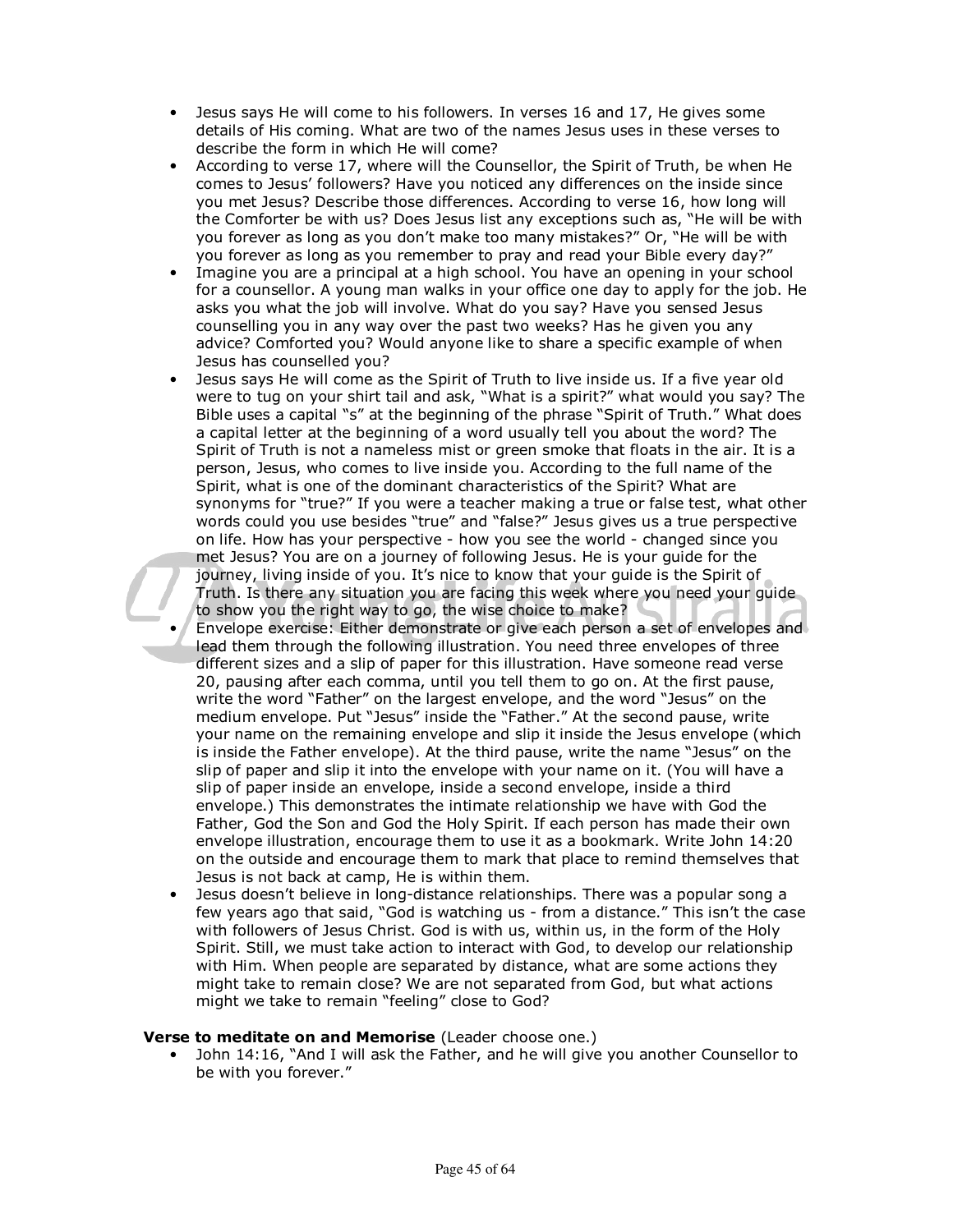- Jesus says He will come to his followers. In verses 16 and 17, He gives some details of His coming. What are two of the names Jesus uses in these verses to describe the form in which He will come?
- According to verse 17, where will the Counsellor, the Spirit of Truth, be when He comes to Jesus' followers? Have you noticed any differences on the inside since you met Jesus? Describe those differences. According to verse 16, how long will the Comforter be with us? Does Jesus list any exceptions such as, "He will be with you forever as long as you don't make too many mistakes?" Or, "He will be with you forever as long as you remember to pray and read your Bible every day?"
- Imagine you are a principal at a high school. You have an opening in your school for a counsellor. A young man walks in your office one day to apply for the job. He asks you what the job will involve. What do you say? Have you sensed Jesus counselling you in any way over the past two weeks? Has he given you any advice? Comforted you? Would anyone like to share a specific example of when Jesus has counselled you?
- Jesus says He will come as the Spirit of Truth to live inside us. If a five year old were to tug on your shirt tail and ask, "What is a spirit?" what would you say? The Bible uses a capital "s" at the beginning of the phrase "Spirit of Truth." What does a capital letter at the beginning of a word usually tell you about the word? The Spirit of Truth is not a nameless mist or green smoke that floats in the air. It is a person, Jesus, who comes to live inside you. According to the full name of the Spirit, what is one of the dominant characteristics of the Spirit? What are synonyms for "true?" If you were a teacher making a true or false test, what other words could you use besides "true" and "false?" Jesus gives us a true perspective on life. How has your perspective - how you see the world - changed since you met Jesus? You are on a journey of following Jesus. He is your guide for the journey, living inside of you. It's nice to know that your guide is the Spirit of Truth. Is there any situation you are facing this week where you need your guide to show you the right way to go, the wise choice to make?
- Envelope exercise: Either demonstrate or give each person a set of envelopes and lead them through the following illustration. You need three envelopes of three different sizes and a slip of paper for this illustration. Have someone read verse 20, pausing after each comma, until you tell them to go on. At the first pause, write the word "Father" on the largest envelope, and the word "Jesus" on the medium envelope. Put "Jesus" inside the "Father." At the second pause, write your name on the remaining envelope and slip it inside the Jesus envelope (which is inside the Father envelope). At the third pause, write the name "Jesus" on the slip of paper and slip it into the envelope with your name on it. (You will have a slip of paper inside an envelope, inside a second envelope, inside a third envelope.) This demonstrates the intimate relationship we have with God the Father, God the Son and God the Holy Spirit. If each person has made their own envelope illustration, encourage them to use it as a bookmark. Write John 14:20 on the outside and encourage them to mark that place to remind themselves that Jesus is not back at camp, He is within them.
- Jesus doesn't believe in long-distance relationships. There was a popular song a few years ago that said, "God is watching us - from a distance." This isn't the case with followers of Jesus Christ. God is with us, within us, in the form of the Holy Spirit. Still, we must take action to interact with God, to develop our relationship with Him. When people are separated by distance, what are some actions they might take to remain close? We are not separated from God, but what actions might we take to remain "feeling" close to God?

**Verse to meditate on and Memorise** (Leader choose one.)

- John 14:16, "And I will ask the Father, and he will give you another Counsellor to be with you forever."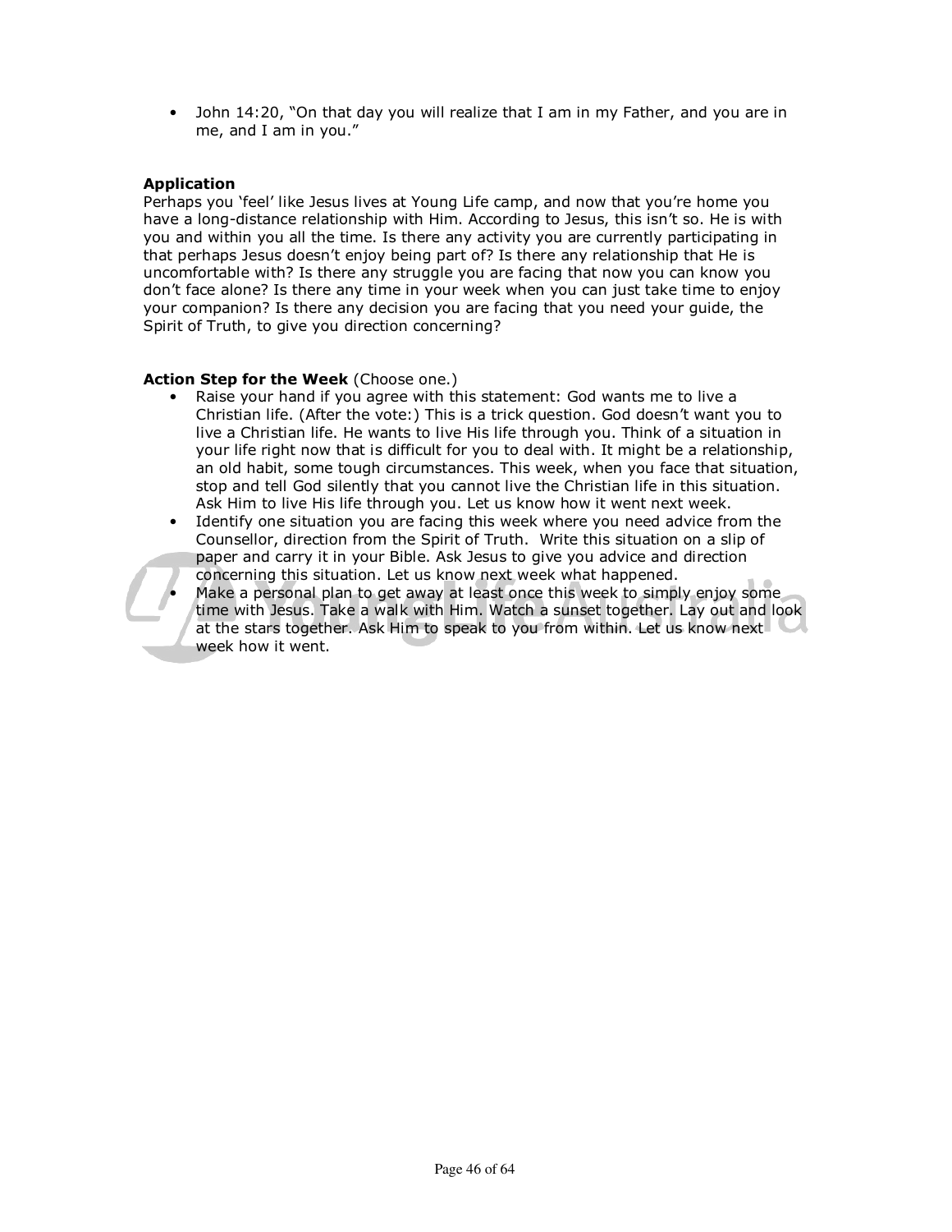- John 14:20, "On that day you will realize that I am in my Father, and you are in me, and I am in you."

**Application**

Perhaps you 'feel' like Jesus lives at Young Life camp, and now that you're home you have a long-distance relationship with Him. According to Jesus, this isn't so. He is with you and within you all the time. Is there any activity you are currently participating in that perhaps Jesus doesn't enjoy being part of? Is there any relationship that He is uncomfortable with? Is there any struggle you are facing that now you can know you don't face alone? Is there any time in your week when you can just take time to enjoy your companion? Is there any decision you are facing that you need your guide, the Spirit of Truth, to give you direction concerning?

**Action Step for the Week** (Choose one.)

- Raise your hand if you agree with this statement: God wants me to live a Christian life. (After the vote:) This is a trick question. God doesn't want you to live a Christian life. He wants to live His life through you. Think of a situation in your life right now that is difficult for you to deal with. It might be a relationship, an old habit, some tough circumstances. This week, when you face that situation, stop and tell God silently that you cannot live the Christian life in this situation. Ask Him to live His life through you. Let us know how it went next week.
- Identify one situation you are facing this week where you need advice from the Counsellor, direction from the Spirit of Truth. Write this situation on a slip of paper and carry it in your Bible. Ask Jesus to give you advice and direction concerning this situation. Let us know next week what happened.
- Make a personal plan to get away at least once this week to simply enjoy some time with Jesus. Take a walk with Him. Watch a sunset together. Lay out and look at the stars together. Ask Him to speak to you from within. Let us know next week how it went.